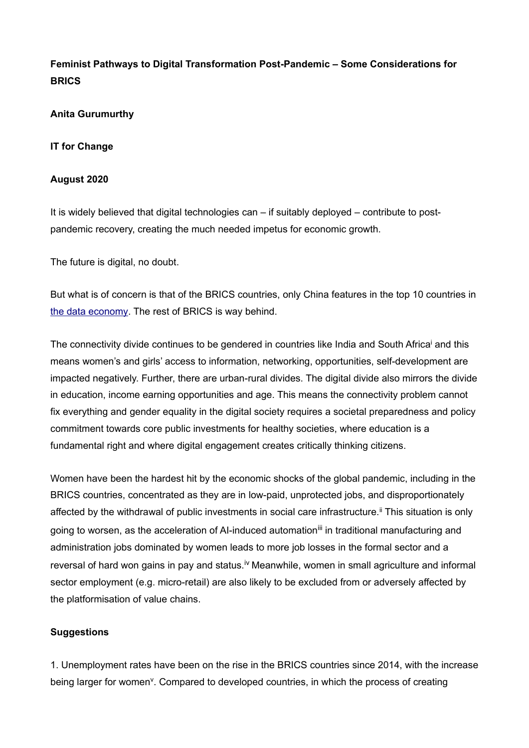**Feminist Pathways to Digital Transformation Post-Pandemic – Some Considerations for BRICS**

**Anita Gurumurthy**

**IT for Change**

**August 2020**

It is widely believed that digital technologies can – if suitably deployed – contribute to post-pandemic recovery, creating the much needed impetus for economic growth.

The future is digital, no doubt.

But what is of concern is that of the BRICS countries, only China features in the top 10 countries in the data economy. The rest of BRICS is way behind.

The connectivity divide continues to be gendered in countries like India and South Africa[i] and this means women's and girls' access to information, networking, opportunities, self-development are impacted negatively. Further, there are urban-rural divides. The digital divide also mirrors the divide in education, income earning opportunities and age. This means the connectivity problem cannot fix everything and gender equality in the digital society requires a societal preparedness and policy commitment towards core public investments for healthy societies, where education is a fundamental right and where digital engagement creates critically thinking citizens.

Women have been the hardest hit by the economic shocks of the global pandemic, including in the BRICS countries, concentrated as they are in low-paid, unprotected jobs, and disproportionately affected by the withdrawal of public investments in social care infrastructure.[ii] This situation is only going to worsen, as the acceleration of AI-induced automation[iii] in traditional manufacturing and administration jobs dominated by women leads to more job losses in the formal sector and a reversal of hard won gains in pay and status.[iv] Meanwhile, women in small agriculture and informal sector employment (e.g. micro-retail) are also likely to be excluded from or adversely affected by the platformisation of value chains.

**Suggestions**

1. Unemployment rates have been on the rise in the BRICS countries since 2014, with the increase being larger for women[v]. Compared to developed countries, in which the process of creating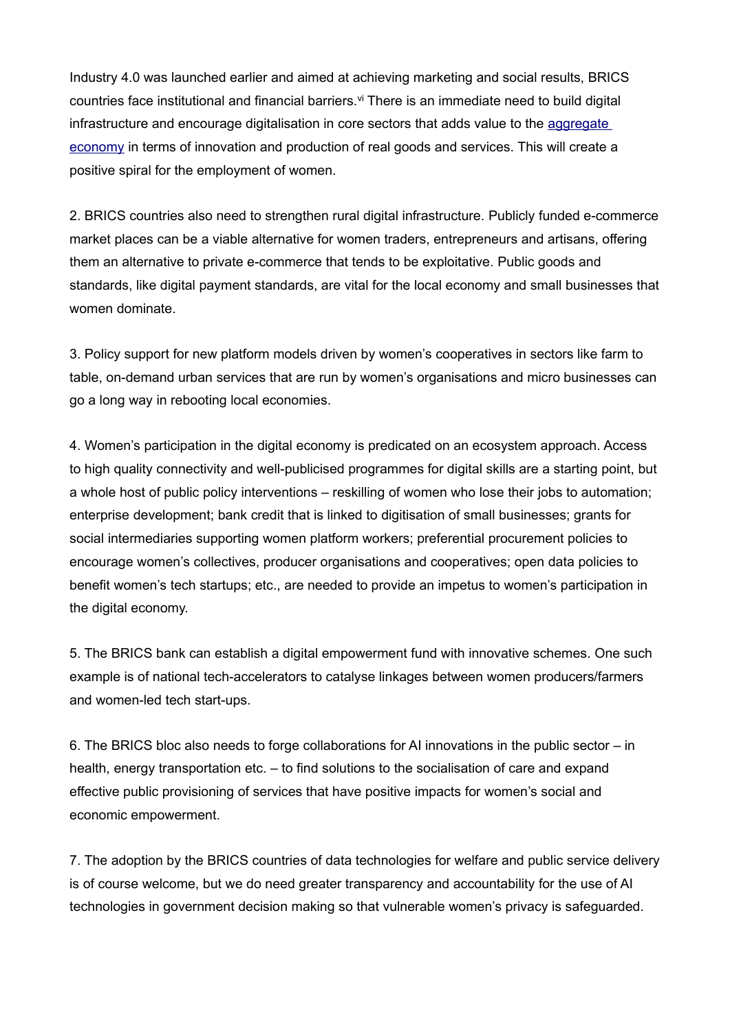Industry 4.0 was launched earlier and aimed at achieving marketing and social results, BRICS countries face institutional and financial barriers.[vi] There is an immediate need to build digital infrastructure and encourage digitalisation in core sectors that adds value to the aggregate economy in terms of innovation and production of real goods and services. This will create a positive spiral for the employment of women.

2. BRICS countries also need to strengthen rural digital infrastructure. Publicly funded e-commerce market places can be a viable alternative for women traders, entrepreneurs and artisans, offering them an alternative to private e-commerce that tends to be exploitative. Public goods and standards, like digital payment standards, are vital for the local economy and small businesses that women dominate.

3. Policy support for new platform models driven by women's cooperatives in sectors like farm to table, on-demand urban services that are run by women's organisations and micro businesses can go a long way in rebooting local economies.

4. Women's participation in the digital economy is predicated on an ecosystem approach. Access to high quality connectivity and well-publicised programmes for digital skills are a starting point, but a whole host of public policy interventions – reskilling of women who lose their jobs to automation; enterprise development; bank credit that is linked to digitisation of small businesses; grants for social intermediaries supporting women platform workers; preferential procurement policies to encourage women's collectives, producer organisations and cooperatives; open data policies to benefit women's tech startups; etc., are needed to provide an impetus to women's participation in the digital economy.

5. The BRICS bank can establish a digital empowerment fund with innovative schemes. One such example is of national tech-accelerators to catalyse linkages between women producers/farmers and women-led tech start-ups.

6. The BRICS bloc also needs to forge collaborations for AI innovations in the public sector – in health, energy transportation etc. – to find solutions to the socialisation of care and expand effective public provisioning of services that have positive impacts for women's social and economic empowerment.

7. The adoption by the BRICS countries of data technologies for welfare and public service delivery is of course welcome, but we do need greater transparency and accountability for the use of AI technologies in government decision making so that vulnerable women's privacy is safeguarded.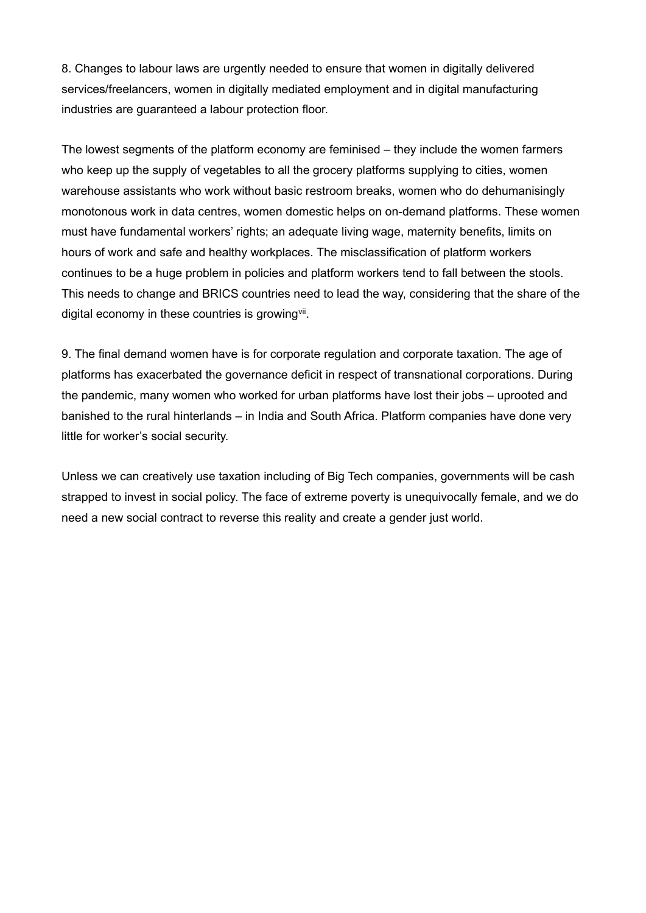8. Changes to labour laws are urgently needed to ensure that women in digitally delivered services/freelancers, women in digitally mediated employment and in digital manufacturing industries are guaranteed a labour protection floor.

The lowest segments of the platform economy are feminised – they include the women farmers who keep up the supply of vegetables to all the grocery platforms supplying to cities, women warehouse assistants who work without basic restroom breaks, women who do dehumanisingly monotonous work in data centres, women domestic helps on on-demand platforms. These women must have fundamental workers' rights; an adequate living wage, maternity benefits, limits on hours of work and safe and healthy workplaces. The misclassification of platform workers continues to be a huge problem in policies and platform workers tend to fall between the stools. This needs to change and BRICS countries need to lead the way, considering that the share of the digital economy in these countries is growing[vii].

9. The final demand women have is for corporate regulation and corporate taxation. The age of platforms has exacerbated the governance deficit in respect of transnational corporations. During the pandemic, many women who worked for urban platforms have lost their jobs – uprooted and banished to the rural hinterlands – in India and South Africa. Platform companies have done very little for worker's social security.

Unless we can creatively use taxation including of Big Tech companies, governments will be cash strapped to invest in social policy. The face of extreme poverty is unequivocally female, and we do need a new social contract to reverse this reality and create a gender just world.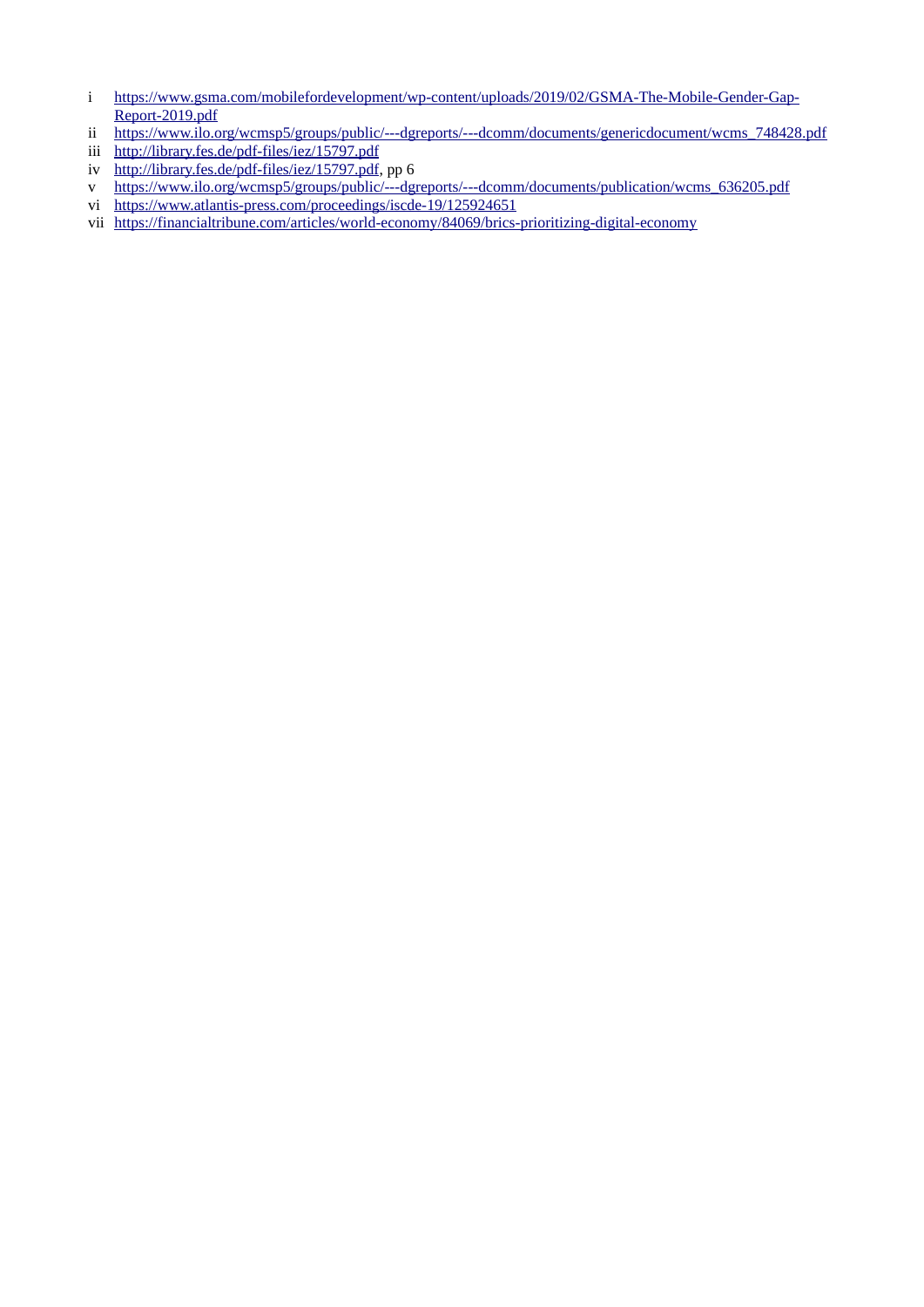i https://www.gsma.com/mobilefordevelopment/wp-content/uploads/2019/02/GSMA-The-Mobile-Gender-Gap-Report-2019.pdf

ii https://www.ilo.org/wcmsp5/groups/public/---dgreports/---dcomm/documents/genericdocument/wcms_748428.pdf

iii http://library.fes.de/pdf-files/iez/15797.pdf

iv http://library.fes.de/pdf-files/iez/15797.pdf, pp 6

v https://www.ilo.org/wcmsp5/groups/public/---dgreports/---dcomm/documents/publication/wcms_636205.pdf

vi https://www.atlantis-press.com/proceedings/iscde-19/125924651

vii https://financialtribune.com/articles/world-economy/84069/brics-prioritizing-digital-economy